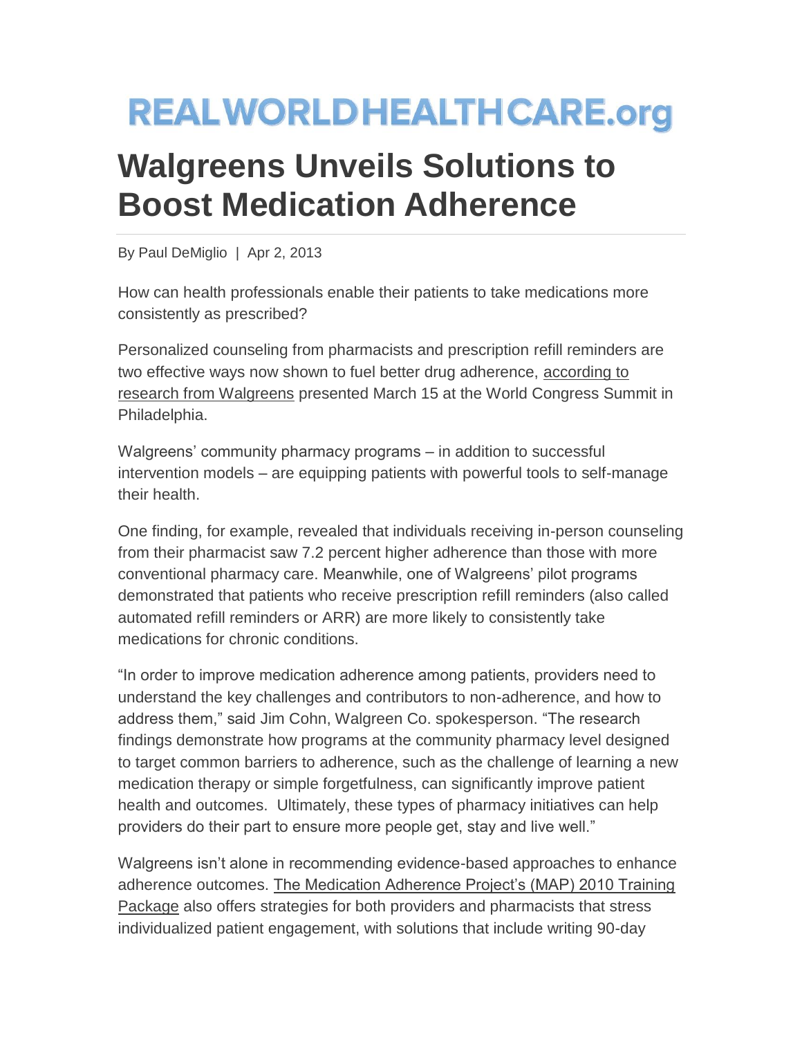# REALWORLDHEALTHCARE.org

# Walgreens Unveils Solutions to Boost Medication Adherence

By Paul DeMiglio | Apr 2, 2013

How can health professionals enable their patients to take medications more consistently as prescribed?

Personalized counseling from pharmacists and prescription refill reminders are two effective ways now shown to fuel better drug adherence, according to research from Walgreens presented March 15 at the World Congress Summit in Philadelphia.

Walgreens' community pharmacy programs – in addition to successful intervention models – are equipping patients with powerful tools to self-manage their health.

One finding, for example, revealed that individuals receiving in-person counseling from their pharmacist saw 7.2 percent higher adherence than those with more conventional pharmacy care. Meanwhile, one of Walgreens' pilot programs demonstrated that patients who receive prescription refill reminders (also called automated refill reminders or ARR) are more likely to consistently take medications for chronic conditions.

"In order to improve medication adherence among patients, providers need to understand the key challenges and contributors to non-adherence, and how to address them," said Jim Cohn, Walgreen Co. spokesperson. "The research findings demonstrate how programs at the community pharmacy level designed to target common barriers to adherence, such as the challenge of learning a new medication therapy or simple forgetfulness, can significantly improve patient health and outcomes. Ultimately, these types of pharmacy initiatives can help providers do their part to ensure more people get, stay and live well."

Walgreens isn't alone in recommending evidence-based approaches to enhance adherence outcomes. The Medication Adherence Project's (MAP) 2010 Training Package also offers strategies for both providers and pharmacists that stress individualized patient engagement, with solutions that include writing 90-day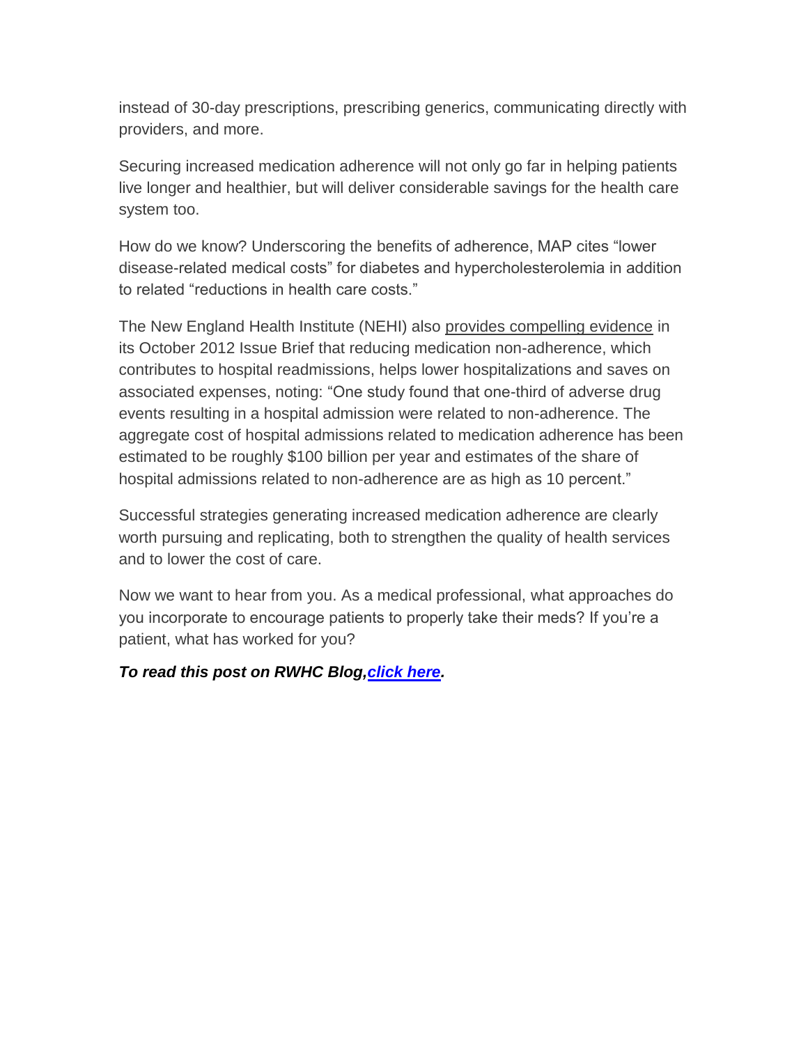instead of 30-day prescriptions, prescribing generics, communicating directly with providers, and more.

Securing increased medication adherence will not only go far in helping patients live longer and healthier, but will deliver considerable savings for the health care system too.

How do we know? Underscoring the benefits of adherence, MAP cites "lower disease-related medical costs" for diabetes and hypercholesterolemia in addition to related "reductions in health care costs."

The New England Health Institute (NEHI) also provides compelling evidence in its October 2012 Issue Brief that reducing medication non-adherence, which contributes to hospital readmissions, helps lower hospitalizations and saves on associated expenses, noting: "One study found that one-third of adverse drug events resulting in a hospital admission were related to non-adherence. The aggregate cost of hospital admissions related to medication adherence has been estimated to be roughly $100 billion per year and estimates of the share of hospital admissions related to non-adherence are as high as 10 percent."

Successful strategies generating increased medication adherence are clearly worth pursuing and replicating, both to strengthen the quality of health services and to lower the cost of care.

Now we want to hear from you. As a medical professional, what approaches do you incorporate to encourage patients to properly take their meds? If you're a patient, what has worked for you?

***To read this post on RWHC Blog,click here.***